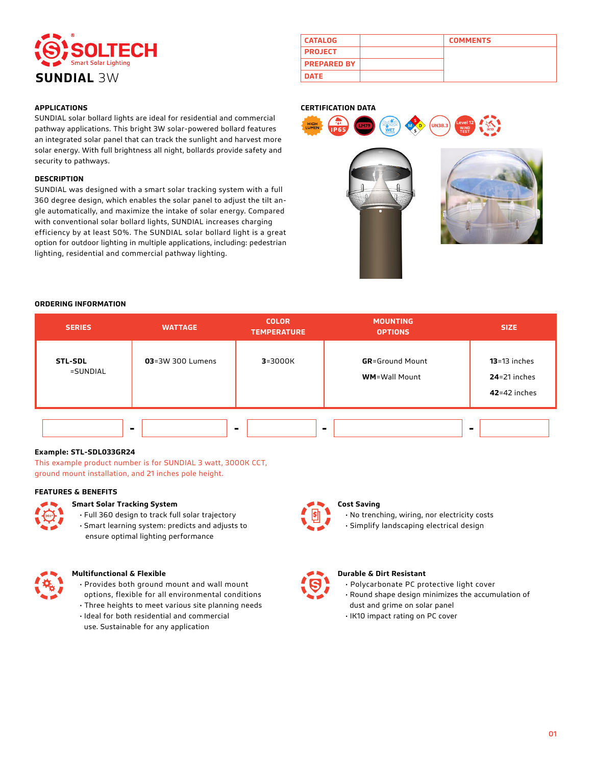# SOLTECH

Smart Solar Lighting

## SUNDIAL 3W

| CATALOG | | COMMENTS |
|---|---|---|
| PROJECT | | |
| PREPARED BY | | |
| DATE | | |

### APPLICATIONS

SUNDIAL solar bollard lights are ideal for residential and commercial pathway applications. This bright 3W solar-powered bollard features an integrated solar panel that can track the sunlight and harvest more solar energy. With full brightness all night, bollards provide safety and security to pathways.

### DESCRIPTION

SUNDIAL was designed with a smart solar tracking system with a full 360 degree design, which enables the solar panel to adjust the tilt angle automatically, and maximize the intake of solar energy. Compared with conventional solar bollard lights, SUNDIAL increases charging efficiency by at least 50%. The SUNDIAL solar bollard light is a great option for outdoor lighting in multiple applications, including: pedestrian lighting, residential and commercial pathway lighting.

### CERTIFICATION DATA

HIGH LUMEN · IP65 · LM79 · WET · UN38.3 · Level 12 WIND TEST · IK10

### ORDERING INFORMATION

| SERIES | WATTAGE | COLOR TEMPERATURE | MOUNTING OPTIONS | SIZE |
|---|---|---|---|---|
| **STL-SDL** =SUNDIAL | **03**=3W 300 Lumens | **3**=3000K | **GR**=Ground Mount<br>**WM**=Wall Mount | **13**=13 inches<br>**24**=21 inches<br>**42**=42 inches |

**Example: STL-SDL033GR24**

This example product number is for SUNDIAL 3 watt, 3000K CCT, ground mount installation, and 21 inches pole height.

### FEATURES & BENEFITS

**Smart Solar Tracking System**

- Full 360 design to track full solar trajectory
- Smart learning system: predicts and adjusts to ensure optimal lighting performance

**Cost Saving**

- No trenching, wiring, nor electricity costs
- Simplify landscaping electrical design

**Multifunctional & Flexible**

- Provides both ground mount and wall mount options, flexible for all environmental conditions
- Three heights to meet various site planning needs
- Ideal for both residential and commercial use. Sustainable for any application

**Durable & Dirt Resistant**

- Polycarbonate PC protective light cover
- Round shape design minimizes the accumulation of dust and grime on solar panel
- IK10 impact rating on PC cover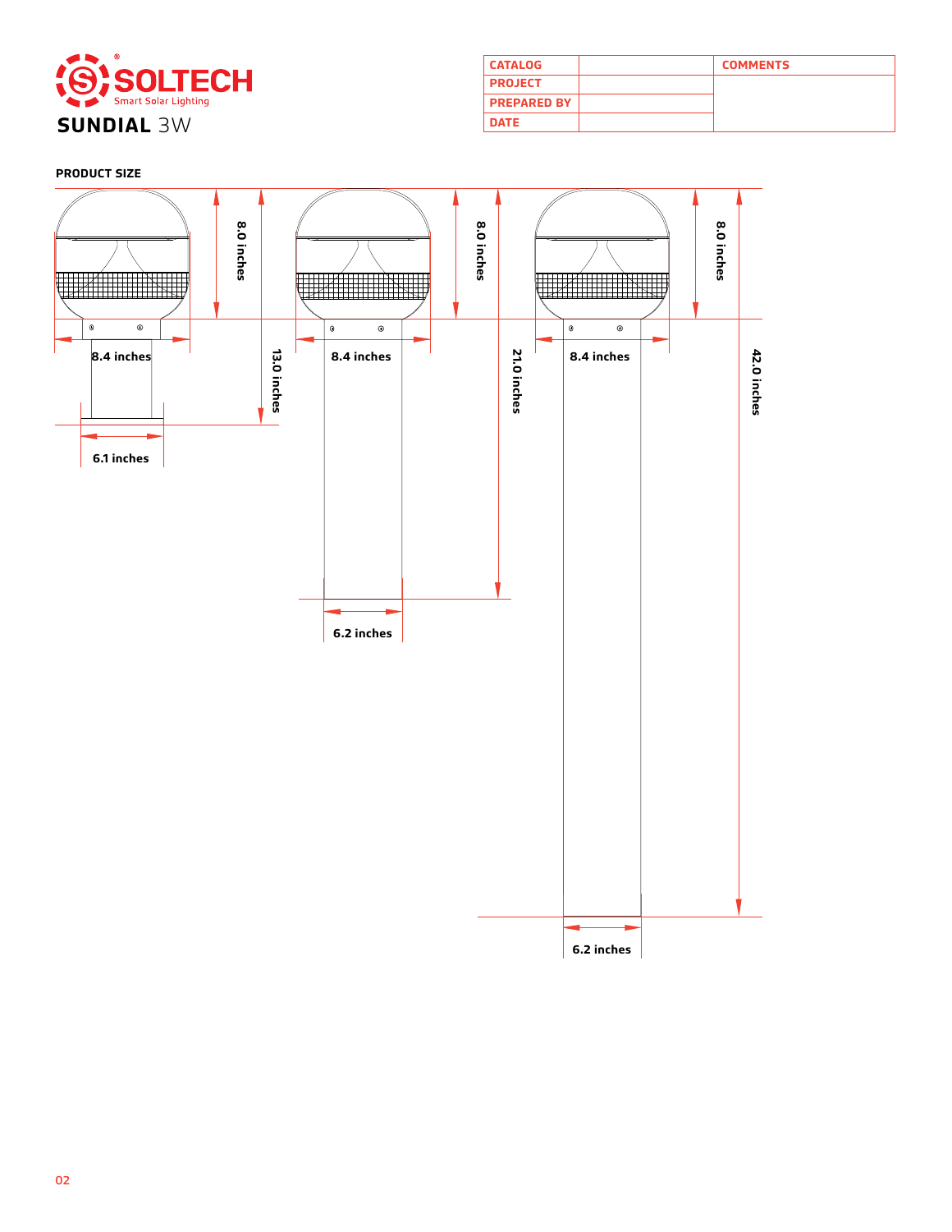**SOLTECH** Smart Solar Lighting

# SUNDIAL 3W

| CATALOG | | COMMENTS |
|---|---|---|
| PROJECT | | |
| PREPARED BY | | |
| DATE | | |

**PRODUCT SIZE**

8.0 inches

8.4 inches

13.0 inches

6.1 inches

8.0 inches

8.4 inches

21.0 inches

6.2 inches

8.0 inches

8.4 inches

42.0 inches

6.2 inches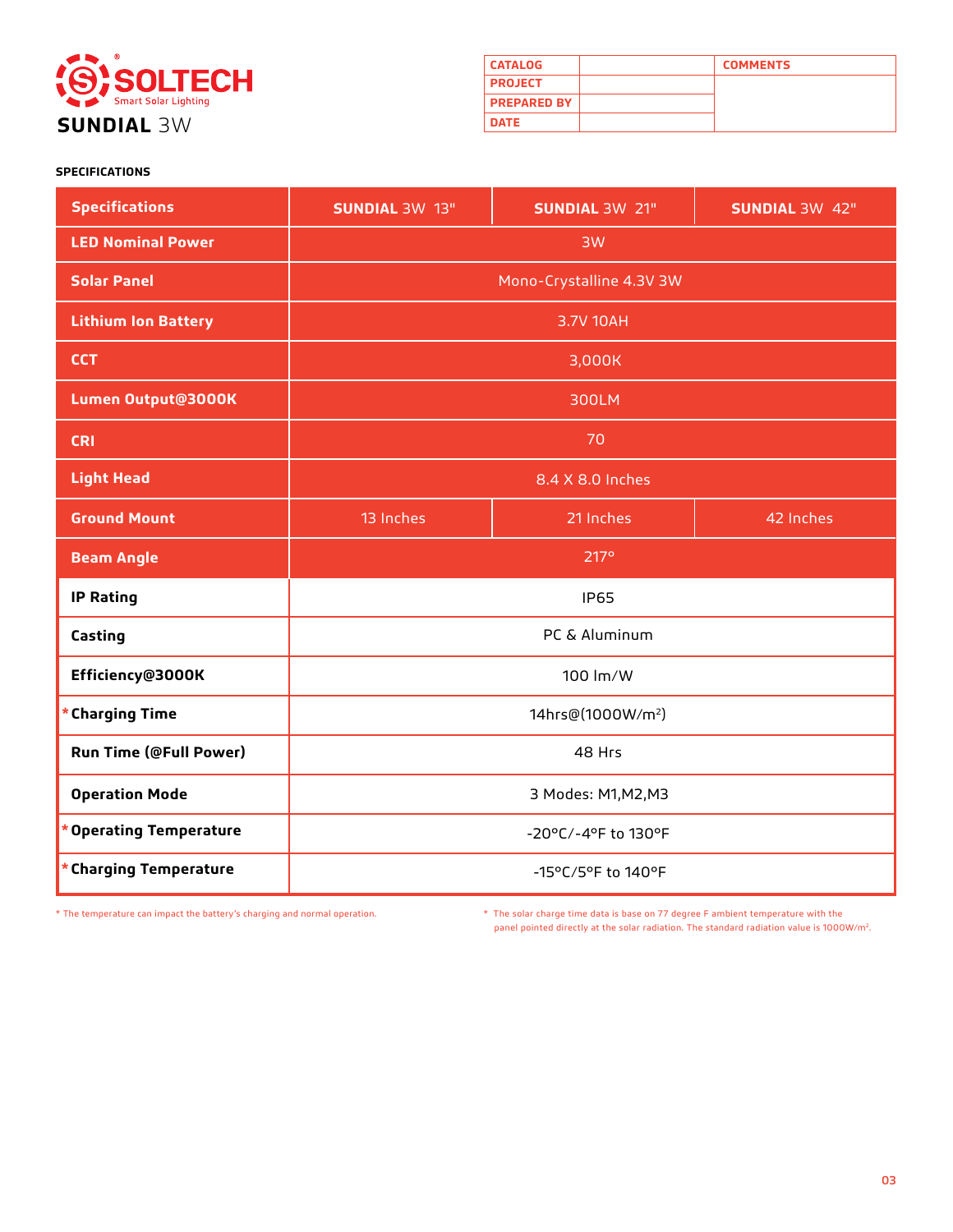**SOLTECH** Smart Solar Lighting

# SUNDIAL 3W

| CATALOG | | COMMENTS |
|---|---|---|
| PROJECT | | |
| PREPARED BY | | |
| DATE | | |

**SPECIFICATIONS**

| Specifications | SUNDIAL 3W 13" | SUNDIAL 3W 21" | SUNDIAL 3W 42" |
|---|---|---|---|
| LED Nominal Power | 3W | | |
| Solar Panel | Mono-Crystalline 4.3V 3W | | |
| Lithium Ion Battery | 3.7V 10AH | | |
| CCT | 3,000K | | |
| Lumen Output@3000K | 300LM | | |
| CRI | 70 | | |
| Light Head | 8.4 X 8.0 Inches | | |
| Ground Mount | 13 Inches | 21 Inches | 42 Inches |
| Beam Angle | 217° | | |
| IP Rating | IP65 | | |
| Casting | PC & Aluminum | | |
| Efficiency@3000K | 100 lm/W | | |
| *Charging Time | 14hrs@(1000W/m²) | | |
| Run Time (@Full Power) | 48 Hrs | | |
| Operation Mode | 3 Modes: M1,M2,M3 | | |
| *Operating Temperature | -20°C/-4°F to 130°F | | |
| *Charging Temperature | -15°C/5°F to 140°F | | |

\* The temperature can impact the battery's charging and normal operation.

\* The solar charge time data is base on 77 degree F ambient temperature with the panel pointed directly at the solar radiation. The standard radiation value is 1000W/m².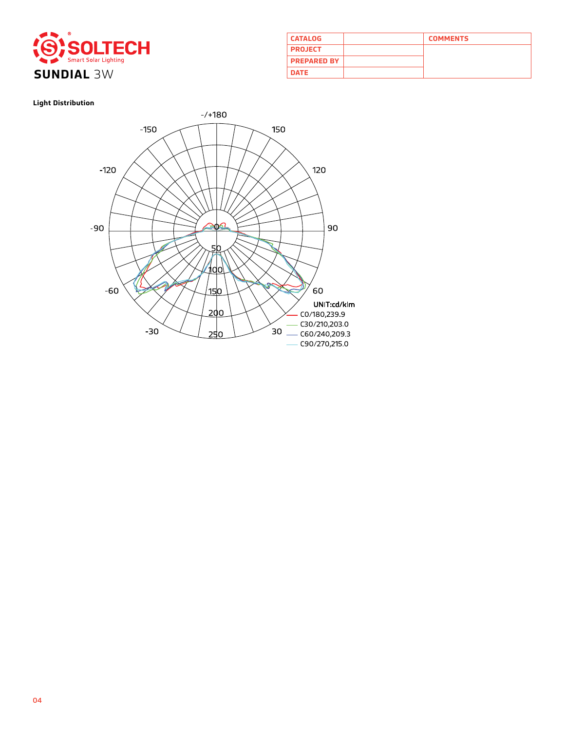# SOLTECH

Smart Solar Lighting

## SUNDIAL 3W

| CATALOG | | COMMENTS |
| --- | --- | --- |
| PROJECT | | |
| PREPARED BY | | |
| DATE | | |

**Light Distribution**

UNIT:cd/klm

- C0/180,239.9
- C30/210,203.0
- C60/240,209.3
- C90/270,215.0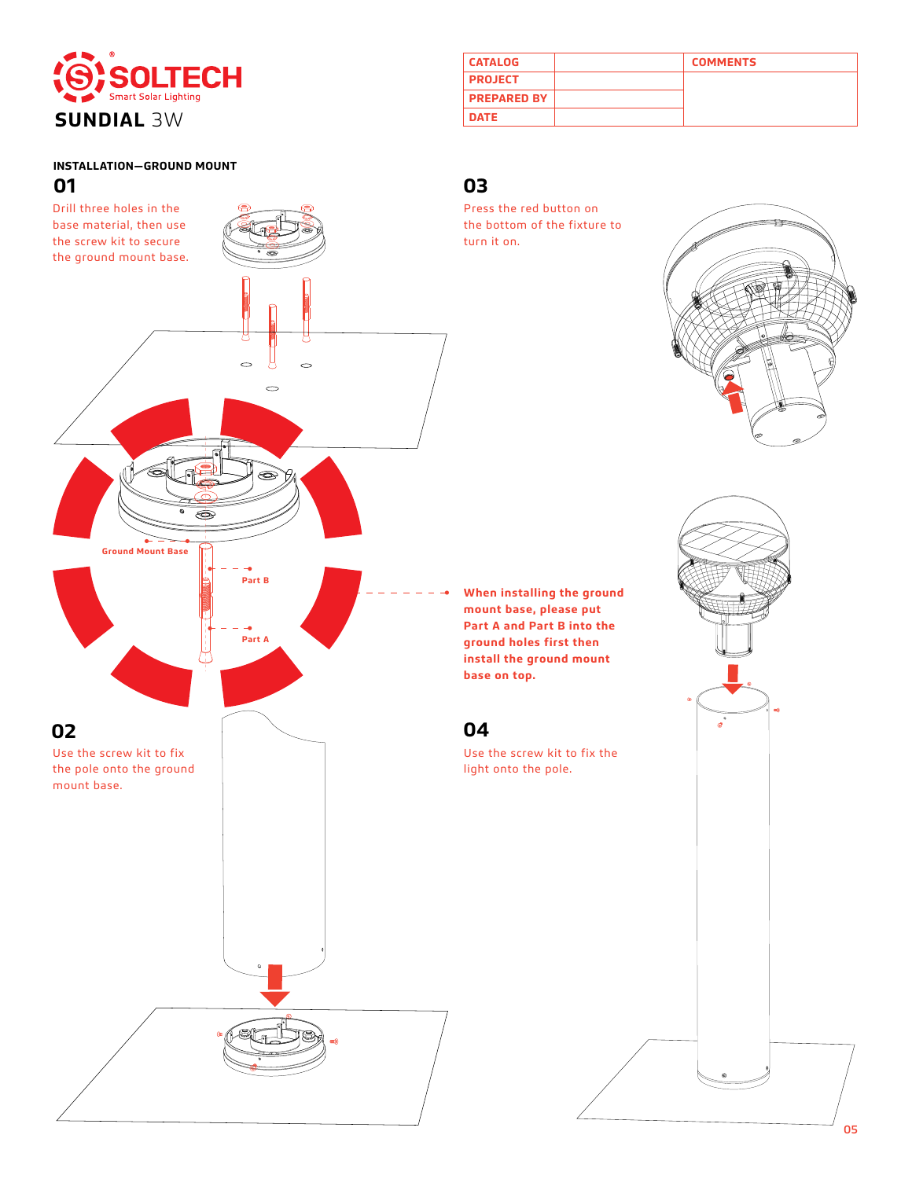SOLTECH
Smart Solar Lighting

**SUNDIAL** 3W

| CATALOG | | COMMENTS |
|---|---|---|
| PROJECT | | |
| PREPARED BY | | |
| DATE | | |

## INSTALLATION—GROUND MOUNT

### 01

Drill three holes in the base material, then use the screw kit to secure the ground mount base.

Ground Mount Base

Part B

Part A

**When installing the ground mount base, please put Part A and Part B into the ground holes first then install the ground mount base on top.**

### 02

Use the screw kit to fix the pole onto the ground mount base.

### 03

Press the red button on the bottom of the fixture to turn it on.

### 04

Use the screw kit to fix the light onto the pole.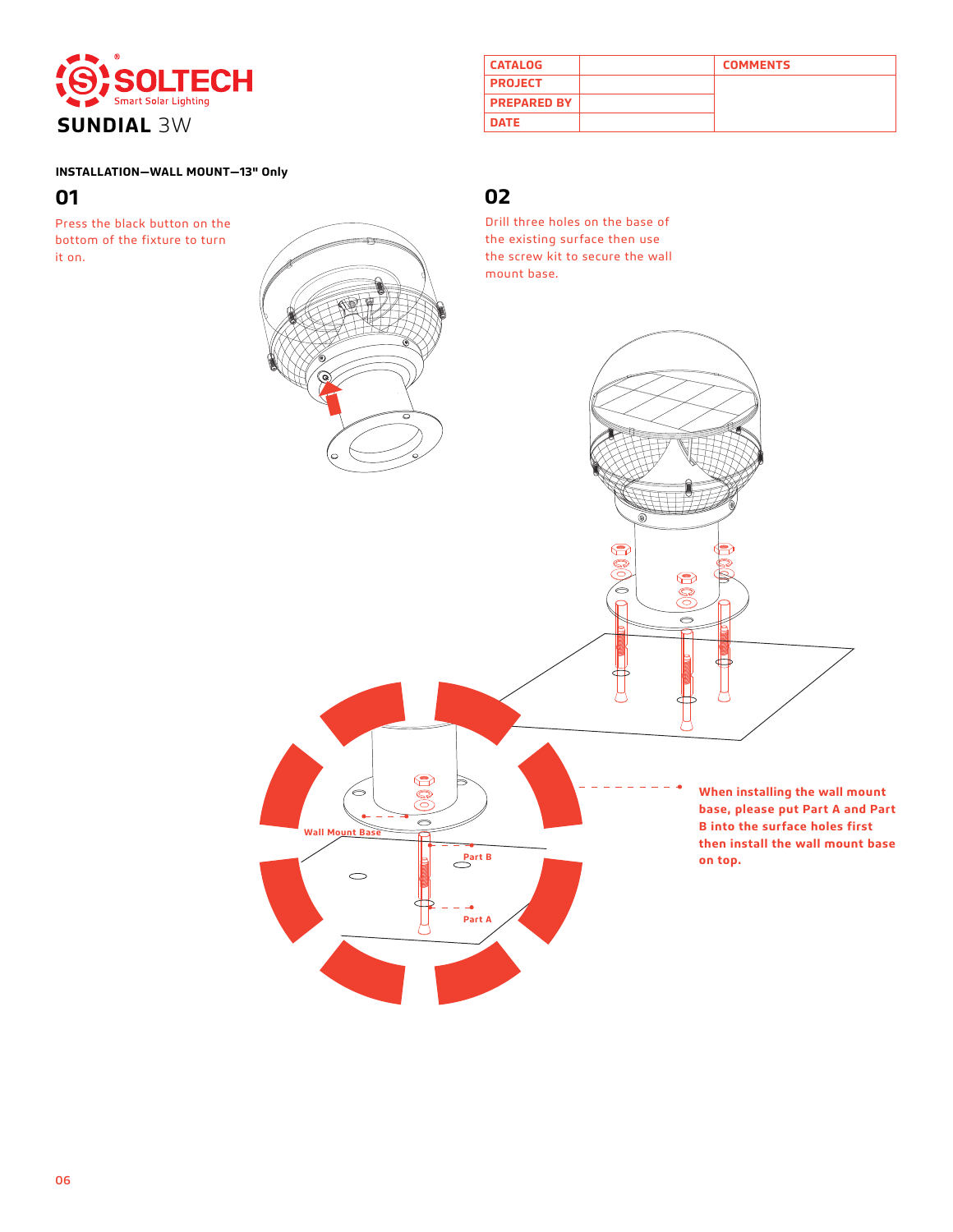# SOLTECH

Smart Solar Lighting

**SUNDIAL** 3W

| CATALOG | | COMMENTS |
|---|---|---|
| PROJECT | | |
| PREPARED BY | | |
| DATE | | |

**INSTALLATION—WALL MOUNT—13" Only**

## 01

Press the black button on the bottom of the fixture to turn it on.

## 02

Drill three holes on the base of the existing surface then use the screw kit to secure the wall mount base.

Wall Mount Base

Part B

Part A

**When installing the wall mount base, please put Part A and Part B into the surface holes first then install the wall mount base on top.**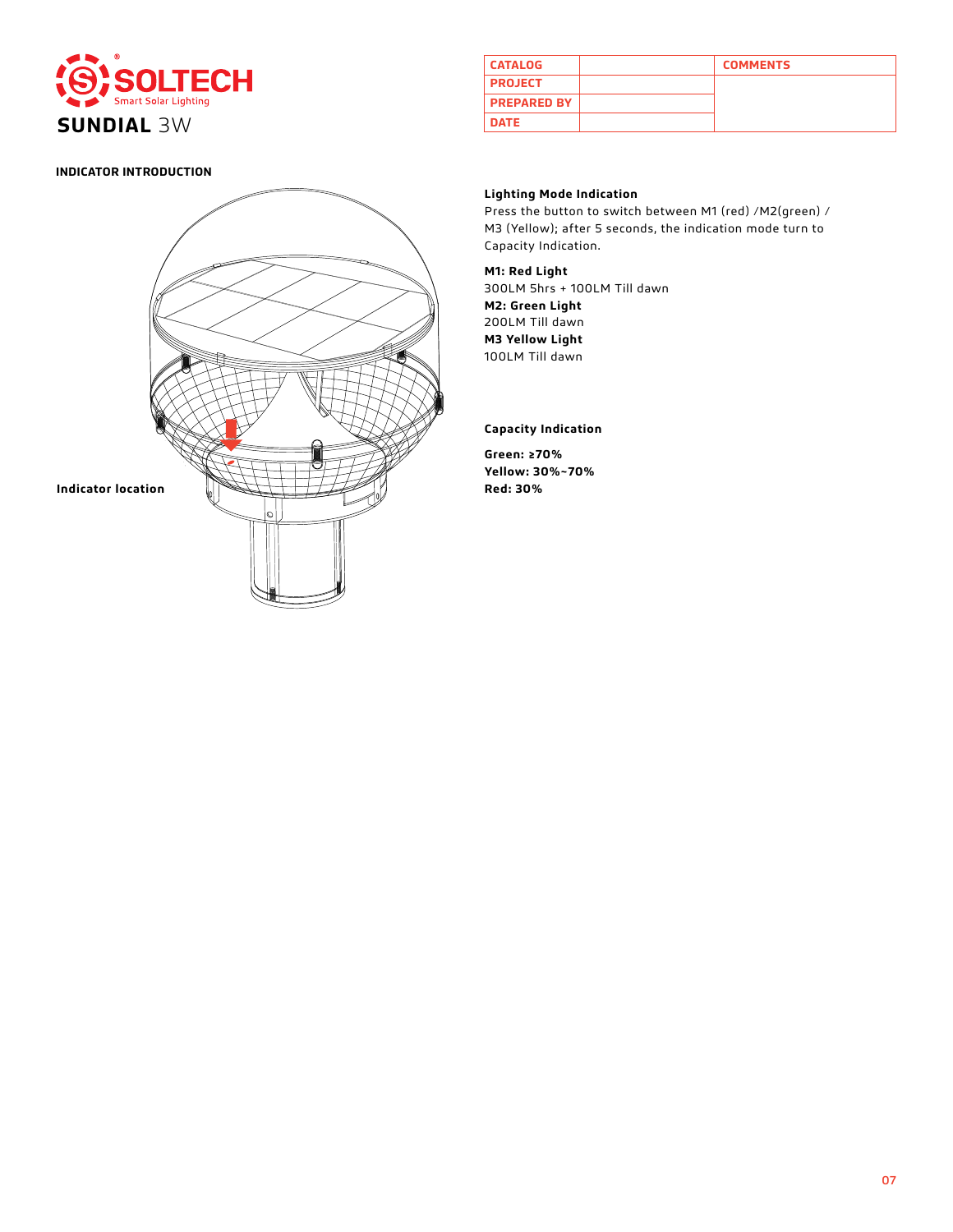SOLTECH
Smart Solar Lighting

# SUNDIAL 3W

| CATALOG | | COMMENTS |
|---|---|---|
| PROJECT | | |
| PREPARED BY | | |
| DATE | | |

## INDICATOR INTRODUCTION

Indicator location

**Lighting Mode Indication**

Press the button to switch between M1 (red) /M2(green) / M3 (Yellow); after 5 seconds, the indication mode turn to Capacity Indication.

**M1: Red Light**
300LM 5hrs + 100LM Till dawn
**M2: Green Light**
200LM Till dawn
**M3 Yellow Light**
100LM Till dawn

**Capacity Indication**

**Green: ≥70%**
**Yellow: 30%~70%**
**Red: 30%**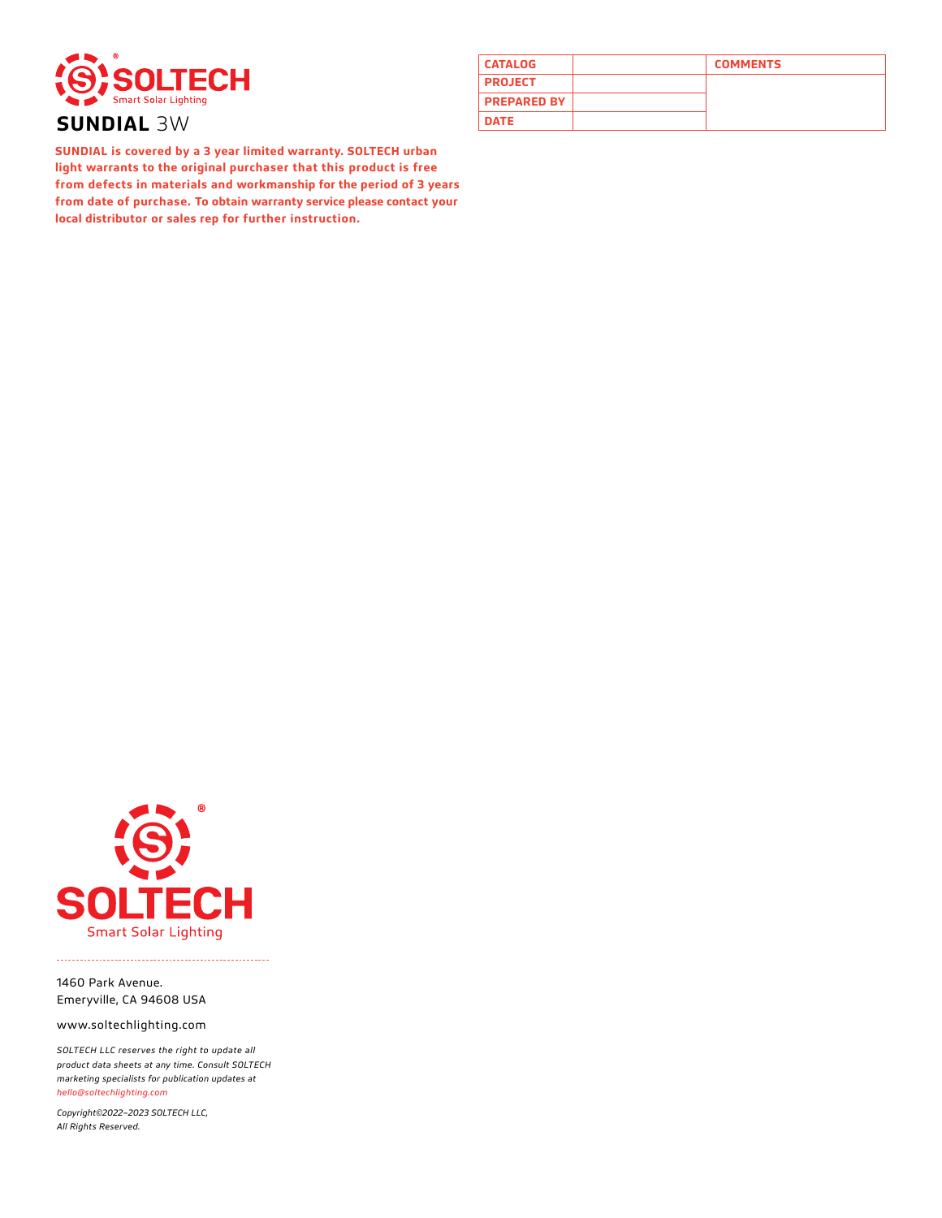SOLTECH® Smart Solar Lighting

# SUNDIAL 3W

| | | |
|---|---|---|
| CATALOG | | COMMENTS |
| PROJECT | | |
| PREPARED BY | | |
| DATE | | |

**SUNDIAL is covered by a 3 year limited warranty. SOLTECH urban light warrants to the original purchaser that this product is free from defects in materials and workmanship for the period of 3 years from date of purchase. To obtain warranty service please contact your local distributor or sales rep for further instruction.**

SOLTECH® Smart Solar Lighting

1460 Park Avenue.
Emeryville, CA 94608 USA

www.soltechlighting.com

*SOLTECH LLC reserves the right to update all product data sheets at any time. Consult SOLTECH marketing specialists for publication updates at hello@soltechlighting.com*

*Copyright©2022–2023 SOLTECH LLC, All Rights Reserved.*